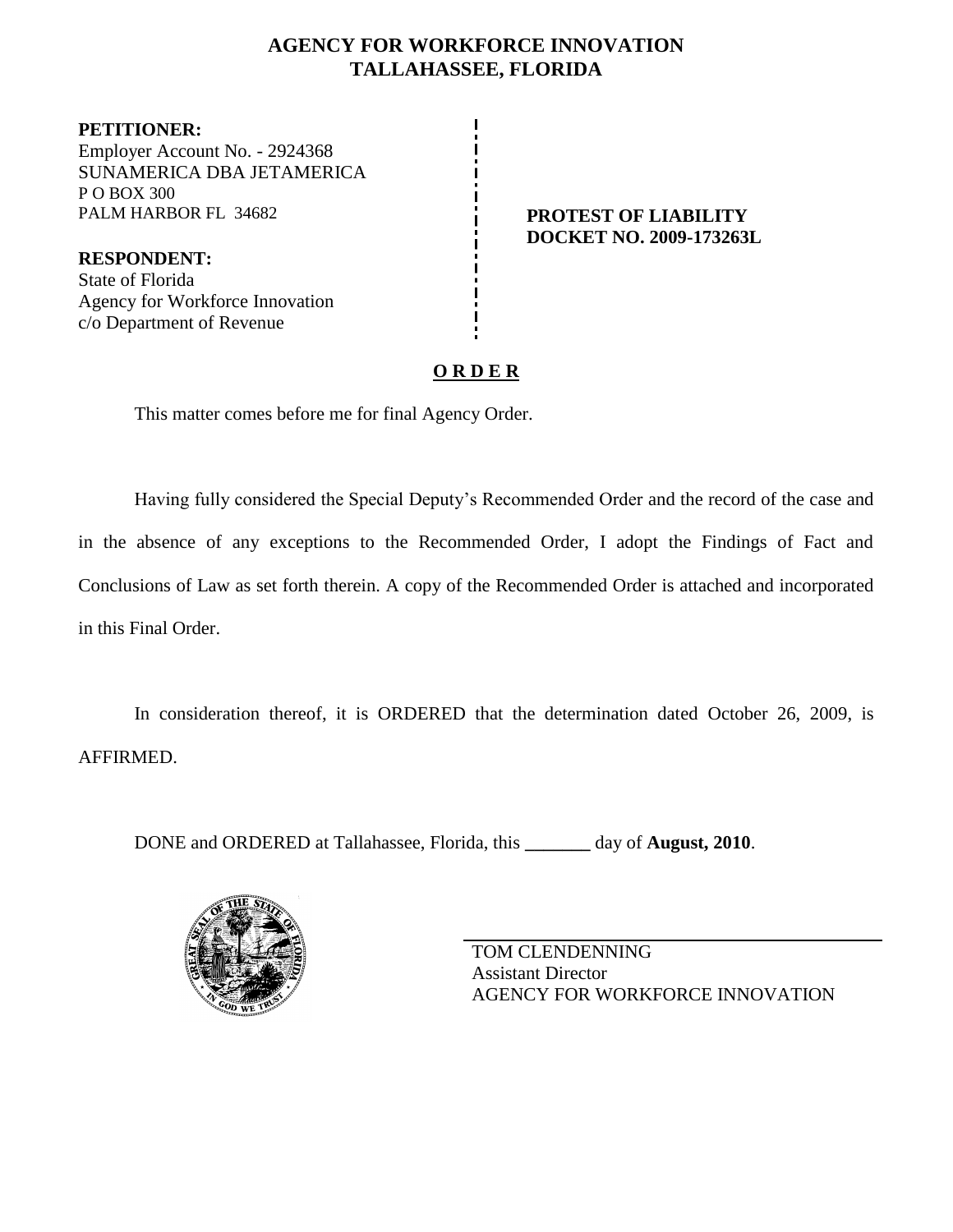# AGENCY FOR WORKFORCE INNOVATION
## TALLAHASSEE, FLORIDA

**PETITIONER:**
Employer Account No. - 2924368
SUNAMERICA DBA JETAMERICA
P O BOX 300
PALM HARBOR FL 34682

**RESPONDENT:**
State of Florida
Agency for Workforce Innovation
c/o Department of Revenue

**PROTEST OF LIABILITY**
**DOCKET NO. 2009-173263L**

**O R D E R**

This matter comes before me for final Agency Order.

Having fully considered the Special Deputy's Recommended Order and the record of the case and in the absence of any exceptions to the Recommended Order, I adopt the Findings of Fact and Conclusions of Law as set forth therein. A copy of the Recommended Order is attached and incorporated in this Final Order.

In consideration thereof, it is ORDERED that the determination dated October 26, 2009, is AFFIRMED.

DONE and ORDERED at Tallahassee, Florida, this _______ day of **August, 2010**.

TOM CLENDENNING
Assistant Director
AGENCY FOR WORKFORCE INNOVATION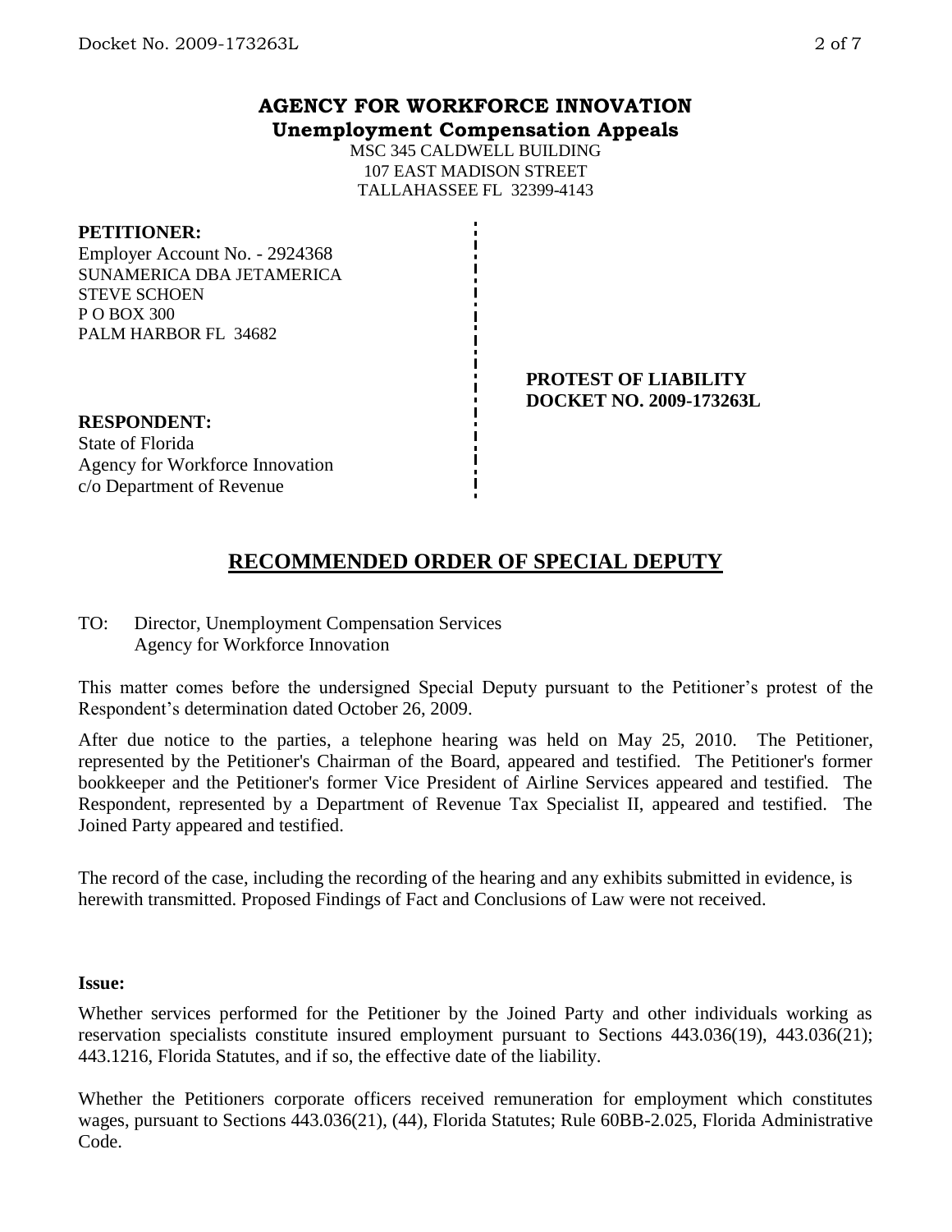## AGENCY FOR WORKFORCE INNOVATION
**Unemployment Compensation Appeals**

MSC 345 CALDWELL BUILDING
107 EAST MADISON STREET
TALLAHASSEE FL 32399-4143

**PETITIONER:**
Employer Account No. - 2924368
SUNAMERICA DBA JETAMERICA
STEVE SCHOEN
P O BOX 300
PALM HARBOR FL 34682

**PROTEST OF LIABILITY**
**DOCKET NO. 2009-173263L**

**RESPONDENT:**
State of Florida
Agency for Workforce Innovation
c/o Department of Revenue

# RECOMMENDED ORDER OF SPECIAL DEPUTY

TO: Director, Unemployment Compensation Services
Agency for Workforce Innovation

This matter comes before the undersigned Special Deputy pursuant to the Petitioner's protest of the Respondent's determination dated October 26, 2009.

After due notice to the parties, a telephone hearing was held on May 25, 2010. The Petitioner, represented by the Petitioner's Chairman of the Board, appeared and testified. The Petitioner's former bookkeeper and the Petitioner's former Vice President of Airline Services appeared and testified. The Respondent, represented by a Department of Revenue Tax Specialist II, appeared and testified. The Joined Party appeared and testified.

The record of the case, including the recording of the hearing and any exhibits submitted in evidence, is herewith transmitted. Proposed Findings of Fact and Conclusions of Law were not received.

**Issue:**

Whether services performed for the Petitioner by the Joined Party and other individuals working as reservation specialists constitute insured employment pursuant to Sections 443.036(19), 443.036(21); 443.1216, Florida Statutes, and if so, the effective date of the liability.

Whether the Petitioners corporate officers received remuneration for employment which constitutes wages, pursuant to Sections 443.036(21), (44), Florida Statutes; Rule 60BB-2.025, Florida Administrative Code.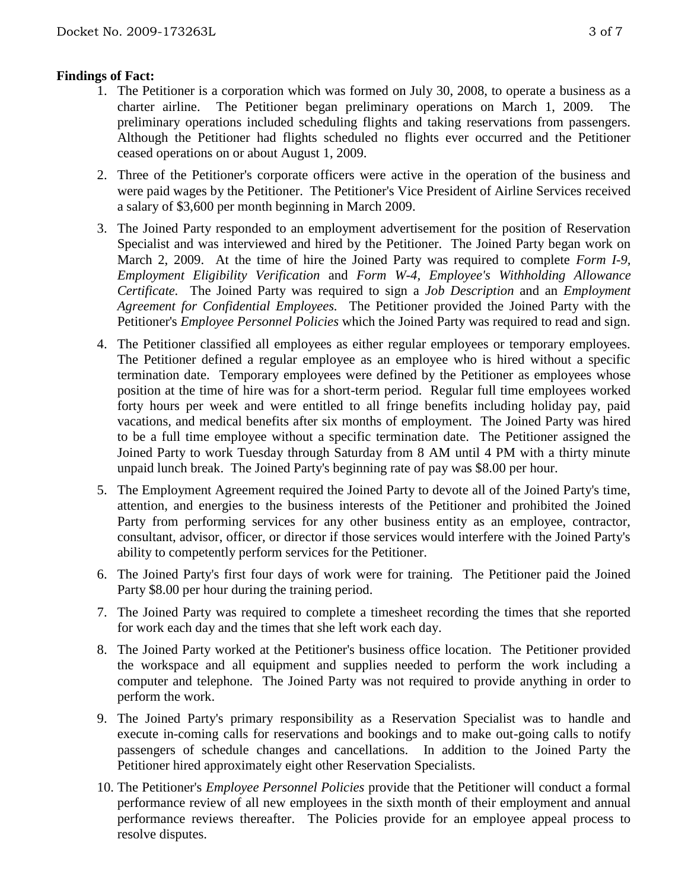**Findings of Fact:**

1. The Petitioner is a corporation which was formed on July 30, 2008, to operate a business as a charter airline. The Petitioner began preliminary operations on March 1, 2009. The preliminary operations included scheduling flights and taking reservations from passengers. Although the Petitioner had flights scheduled no flights ever occurred and the Petitioner ceased operations on or about August 1, 2009.

2. Three of the Petitioner's corporate officers were active in the operation of the business and were paid wages by the Petitioner. The Petitioner's Vice President of Airline Services received a salary of $3,600 per month beginning in March 2009.

3. The Joined Party responded to an employment advertisement for the position of Reservation Specialist and was interviewed and hired by the Petitioner. The Joined Party began work on March 2, 2009. At the time of hire the Joined Party was required to complete *Form I-9, Employment Eligibility Verification* and *Form W-4, Employee's Withholding Allowance Certificate.* The Joined Party was required to sign a *Job Description* and an *Employment Agreement for Confidential Employees.* The Petitioner provided the Joined Party with the Petitioner's *Employee Personnel Policies* which the Joined Party was required to read and sign.

4. The Petitioner classified all employees as either regular employees or temporary employees. The Petitioner defined a regular employee as an employee who is hired without a specific termination date. Temporary employees were defined by the Petitioner as employees whose position at the time of hire was for a short-term period. Regular full time employees worked forty hours per week and were entitled to all fringe benefits including holiday pay, paid vacations, and medical benefits after six months of employment. The Joined Party was hired to be a full time employee without a specific termination date. The Petitioner assigned the Joined Party to work Tuesday through Saturday from 8 AM until 4 PM with a thirty minute unpaid lunch break. The Joined Party's beginning rate of pay was $8.00 per hour.

5. The Employment Agreement required the Joined Party to devote all of the Joined Party's time, attention, and energies to the business interests of the Petitioner and prohibited the Joined Party from performing services for any other business entity as an employee, contractor, consultant, advisor, officer, or director if those services would interfere with the Joined Party's ability to competently perform services for the Petitioner.

6. The Joined Party's first four days of work were for training. The Petitioner paid the Joined Party $8.00 per hour during the training period.

7. The Joined Party was required to complete a timesheet recording the times that she reported for work each day and the times that she left work each day.

8. The Joined Party worked at the Petitioner's business office location. The Petitioner provided the workspace and all equipment and supplies needed to perform the work including a computer and telephone. The Joined Party was not required to provide anything in order to perform the work.

9. The Joined Party's primary responsibility as a Reservation Specialist was to handle and execute in-coming calls for reservations and bookings and to make out-going calls to notify passengers of schedule changes and cancellations. In addition to the Joined Party the Petitioner hired approximately eight other Reservation Specialists.

10. The Petitioner's *Employee Personnel Policies* provide that the Petitioner will conduct a formal performance review of all new employees in the sixth month of their employment and annual performance reviews thereafter. The Policies provide for an employee appeal process to resolve disputes.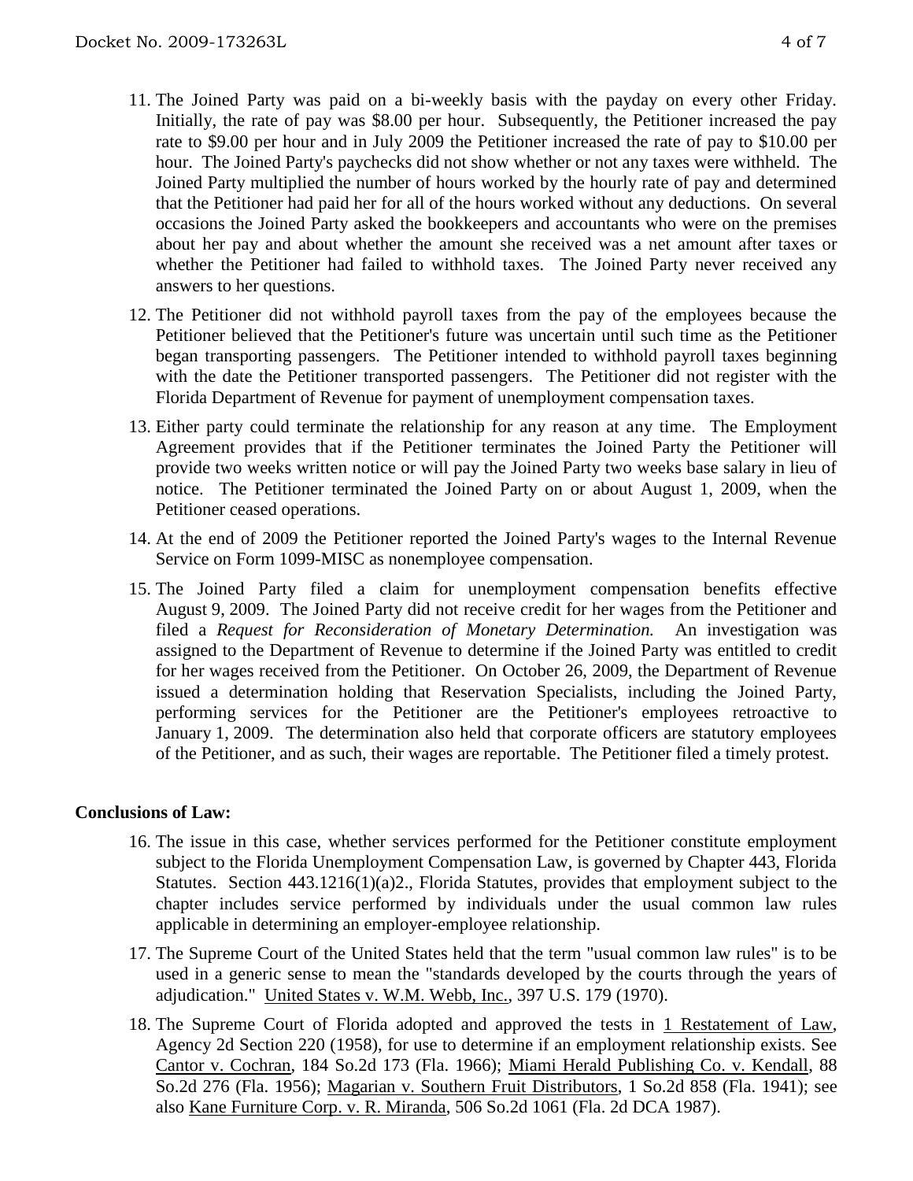11. The Joined Party was paid on a bi-weekly basis with the payday on every other Friday. Initially, the rate of pay was $8.00 per hour. Subsequently, the Petitioner increased the pay rate to $9.00 per hour and in July 2009 the Petitioner increased the rate of pay to $10.00 per hour. The Joined Party's paychecks did not show whether or not any taxes were withheld. The Joined Party multiplied the number of hours worked by the hourly rate of pay and determined that the Petitioner had paid her for all of the hours worked without any deductions. On several occasions the Joined Party asked the bookkeepers and accountants who were on the premises about her pay and about whether the amount she received was a net amount after taxes or whether the Petitioner had failed to withhold taxes. The Joined Party never received any answers to her questions.
12. The Petitioner did not withhold payroll taxes from the pay of the employees because the Petitioner believed that the Petitioner's future was uncertain until such time as the Petitioner began transporting passengers. The Petitioner intended to withhold payroll taxes beginning with the date the Petitioner transported passengers. The Petitioner did not register with the Florida Department of Revenue for payment of unemployment compensation taxes.
13. Either party could terminate the relationship for any reason at any time. The Employment Agreement provides that if the Petitioner terminates the Joined Party the Petitioner will provide two weeks written notice or will pay the Joined Party two weeks base salary in lieu of notice. The Petitioner terminated the Joined Party on or about August 1, 2009, when the Petitioner ceased operations.
14. At the end of 2009 the Petitioner reported the Joined Party's wages to the Internal Revenue Service on Form 1099-MISC as nonemployee compensation.
15. The Joined Party filed a claim for unemployment compensation benefits effective August 9, 2009. The Joined Party did not receive credit for her wages from the Petitioner and filed a *Request for Reconsideration of Monetary Determination.* An investigation was assigned to the Department of Revenue to determine if the Joined Party was entitled to credit for her wages received from the Petitioner. On October 26, 2009, the Department of Revenue issued a determination holding that Reservation Specialists, including the Joined Party, performing services for the Petitioner are the Petitioner's employees retroactive to January 1, 2009. The determination also held that corporate officers are statutory employees of the Petitioner, and as such, their wages are reportable. The Petitioner filed a timely protest.

**Conclusions of Law:**

16. The issue in this case, whether services performed for the Petitioner constitute employment subject to the Florida Unemployment Compensation Law, is governed by Chapter 443, Florida Statutes. Section 443.1216(1)(a)2., Florida Statutes, provides that employment subject to the chapter includes service performed by individuals under the usual common law rules applicable in determining an employer-employee relationship.
17. The Supreme Court of the United States held that the term "usual common law rules" is to be used in a generic sense to mean the "standards developed by the courts through the years of adjudication." United States v. W.M. Webb, Inc., 397 U.S. 179 (1970).
18. The Supreme Court of Florida adopted and approved the tests in 1 Restatement of Law, Agency 2d Section 220 (1958), for use to determine if an employment relationship exists. See Cantor v. Cochran, 184 So.2d 173 (Fla. 1966); Miami Herald Publishing Co. v. Kendall, 88 So.2d 276 (Fla. 1956); Magarian v. Southern Fruit Distributors, 1 So.2d 858 (Fla. 1941); see also Kane Furniture Corp. v. R. Miranda, 506 So.2d 1061 (Fla. 2d DCA 1987).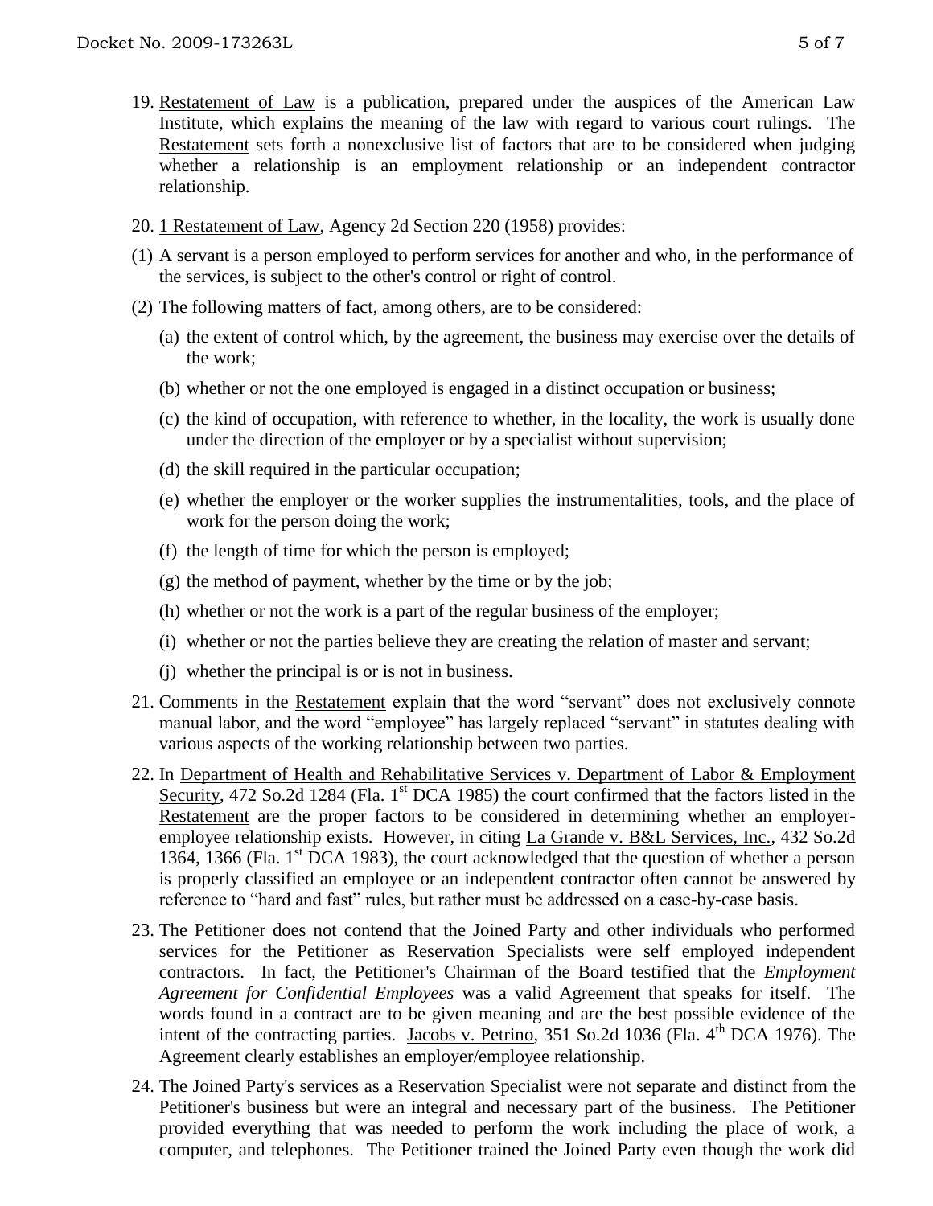19. Restatement of Law is a publication, prepared under the auspices of the American Law Institute, which explains the meaning of the law with regard to various court rulings. The Restatement sets forth a nonexclusive list of factors that are to be considered when judging whether a relationship is an employment relationship or an independent contractor relationship.

20. 1 Restatement of Law, Agency 2d Section 220 (1958) provides:

(1) A servant is a person employed to perform services for another and who, in the performance of the services, is subject to the other's control or right of control.

(2) The following matters of fact, among others, are to be considered:

  (a) the extent of control which, by the agreement, the business may exercise over the details of the work;

  (b) whether or not the one employed is engaged in a distinct occupation or business;

  (c) the kind of occupation, with reference to whether, in the locality, the work is usually done under the direction of the employer or by a specialist without supervision;

  (d) the skill required in the particular occupation;

  (e) whether the employer or the worker supplies the instrumentalities, tools, and the place of work for the person doing the work;

  (f) the length of time for which the person is employed;

  (g) the method of payment, whether by the time or by the job;

  (h) whether or not the work is a part of the regular business of the employer;

  (i) whether or not the parties believe they are creating the relation of master and servant;

  (j) whether the principal is or is not in business.

21. Comments in the Restatement explain that the word "servant" does not exclusively connote manual labor, and the word "employee" has largely replaced "servant" in statutes dealing with various aspects of the working relationship between two parties.

22. In Department of Health and Rehabilitative Services v. Department of Labor & Employment Security, 472 So.2d 1284 (Fla. 1st DCA 1985) the court confirmed that the factors listed in the Restatement are the proper factors to be considered in determining whether an employer-employee relationship exists. However, in citing La Grande v. B&L Services, Inc., 432 So.2d 1364, 1366 (Fla. 1st DCA 1983), the court acknowledged that the question of whether a person is properly classified an employee or an independent contractor often cannot be answered by reference to "hard and fast" rules, but rather must be addressed on a case-by-case basis.

23. The Petitioner does not contend that the Joined Party and other individuals who performed services for the Petitioner as Reservation Specialists were self employed independent contractors. In fact, the Petitioner's Chairman of the Board testified that the *Employment Agreement for Confidential Employees* was a valid Agreement that speaks for itself. The words found in a contract are to be given meaning and are the best possible evidence of the intent of the contracting parties. Jacobs v. Petrino, 351 So.2d 1036 (Fla. 4th DCA 1976). The Agreement clearly establishes an employer/employee relationship.

24. The Joined Party's services as a Reservation Specialist were not separate and distinct from the Petitioner's business but were an integral and necessary part of the business. The Petitioner provided everything that was needed to perform the work including the place of work, a computer, and telephones. The Petitioner trained the Joined Party even though the work did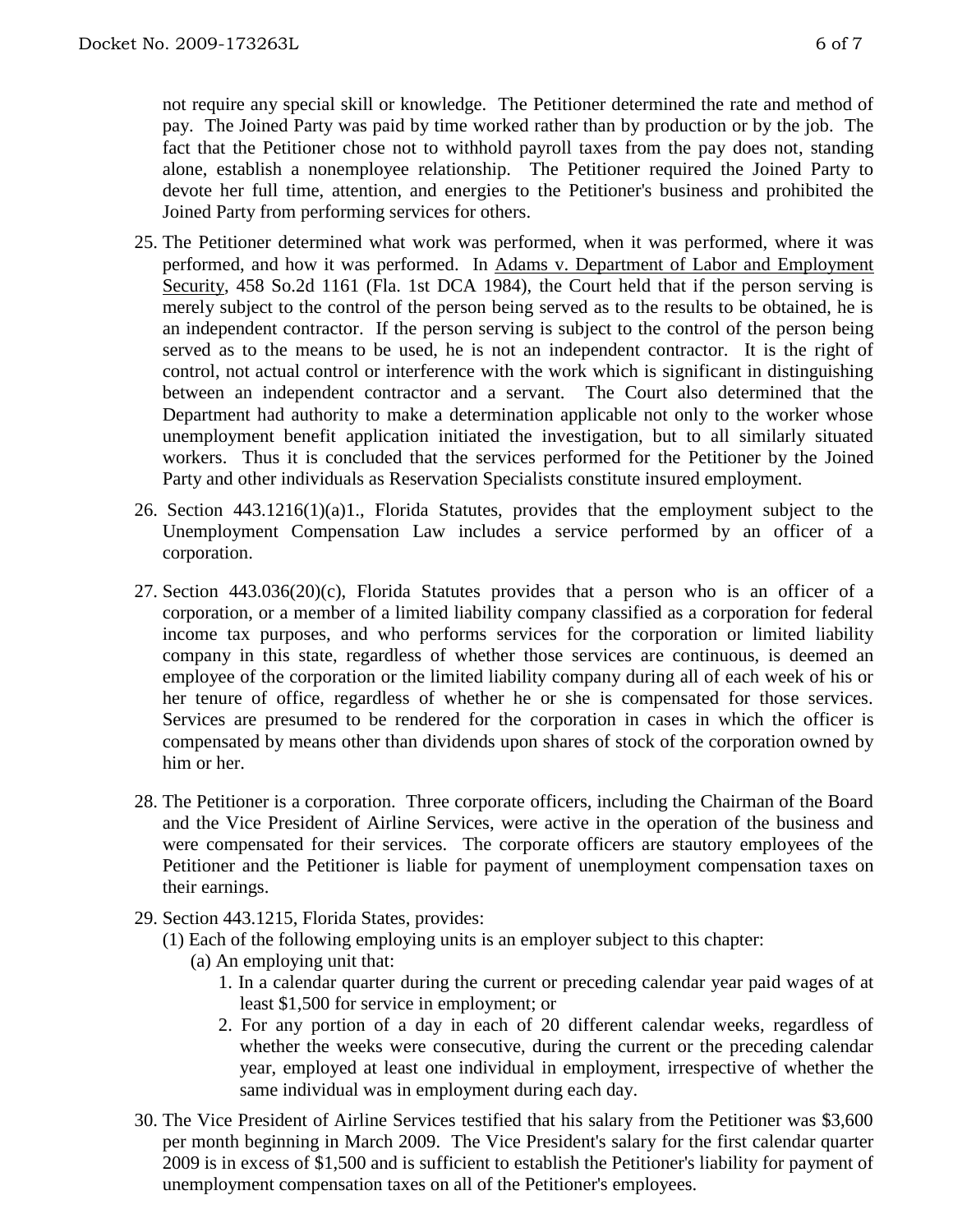not require any special skill or knowledge. The Petitioner determined the rate and method of pay. The Joined Party was paid by time worked rather than by production or by the job. The fact that the Petitioner chose not to withhold payroll taxes from the pay does not, standing alone, establish a nonemployee relationship. The Petitioner required the Joined Party to devote her full time, attention, and energies to the Petitioner's business and prohibited the Joined Party from performing services for others.

25. The Petitioner determined what work was performed, when it was performed, where it was performed, and how it was performed. In Adams v. Department of Labor and Employment Security, 458 So.2d 1161 (Fla. 1st DCA 1984), the Court held that if the person serving is merely subject to the control of the person being served as to the results to be obtained, he is an independent contractor. If the person serving is subject to the control of the person being served as to the means to be used, he is not an independent contractor. It is the right of control, not actual control or interference with the work which is significant in distinguishing between an independent contractor and a servant. The Court also determined that the Department had authority to make a determination applicable not only to the worker whose unemployment benefit application initiated the investigation, but to all similarly situated workers. Thus it is concluded that the services performed for the Petitioner by the Joined Party and other individuals as Reservation Specialists constitute insured employment.

26. Section 443.1216(1)(a)1., Florida Statutes, provides that the employment subject to the Unemployment Compensation Law includes a service performed by an officer of a corporation.

27. Section 443.036(20)(c), Florida Statutes provides that a person who is an officer of a corporation, or a member of a limited liability company classified as a corporation for federal income tax purposes, and who performs services for the corporation or limited liability company in this state, regardless of whether those services are continuous, is deemed an employee of the corporation or the limited liability company during all of each week of his or her tenure of office, regardless of whether he or she is compensated for those services. Services are presumed to be rendered for the corporation in cases in which the officer is compensated by means other than dividends upon shares of stock of the corporation owned by him or her.

28. The Petitioner is a corporation. Three corporate officers, including the Chairman of the Board and the Vice President of Airline Services, were active in the operation of the business and were compensated for their services. The corporate officers are stautory employees of the Petitioner and the Petitioner is liable for payment of unemployment compensation taxes on their earnings.

29. Section 443.1215, Florida States, provides:
    (1) Each of the following employing units is an employer subject to this chapter:
        (a) An employing unit that:
            1. In a calendar quarter during the current or preceding calendar year paid wages of at least $1,500 for service in employment; or
            2. For any portion of a day in each of 20 different calendar weeks, regardless of whether the weeks were consecutive, during the current or the preceding calendar year, employed at least one individual in employment, irrespective of whether the same individual was in employment during each day.

30. The Vice President of Airline Services testified that his salary from the Petitioner was $3,600 per month beginning in March 2009. The Vice President's salary for the first calendar quarter 2009 is in excess of $1,500 and is sufficient to establish the Petitioner's liability for payment of unemployment compensation taxes on all of the Petitioner's employees.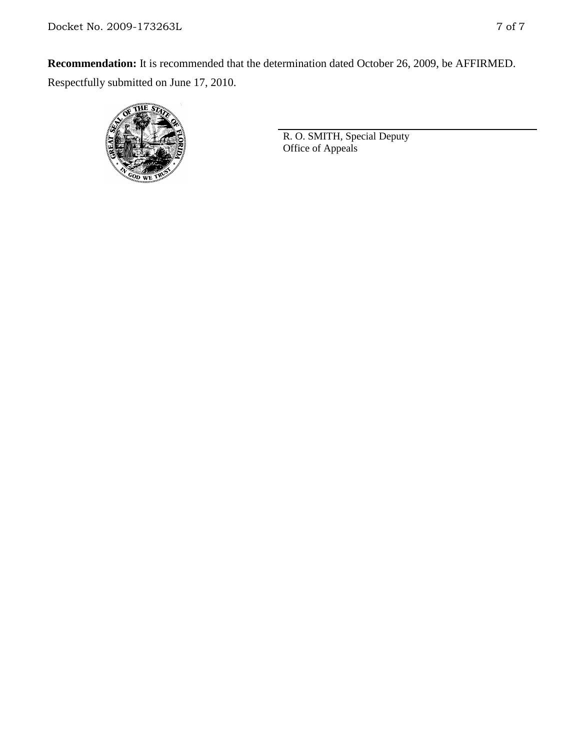**Recommendation:** It is recommended that the determination dated October 26, 2009, be AFFIRMED.
Respectfully submitted on June 17, 2010.

R. O. SMITH, Special Deputy
Office of Appeals